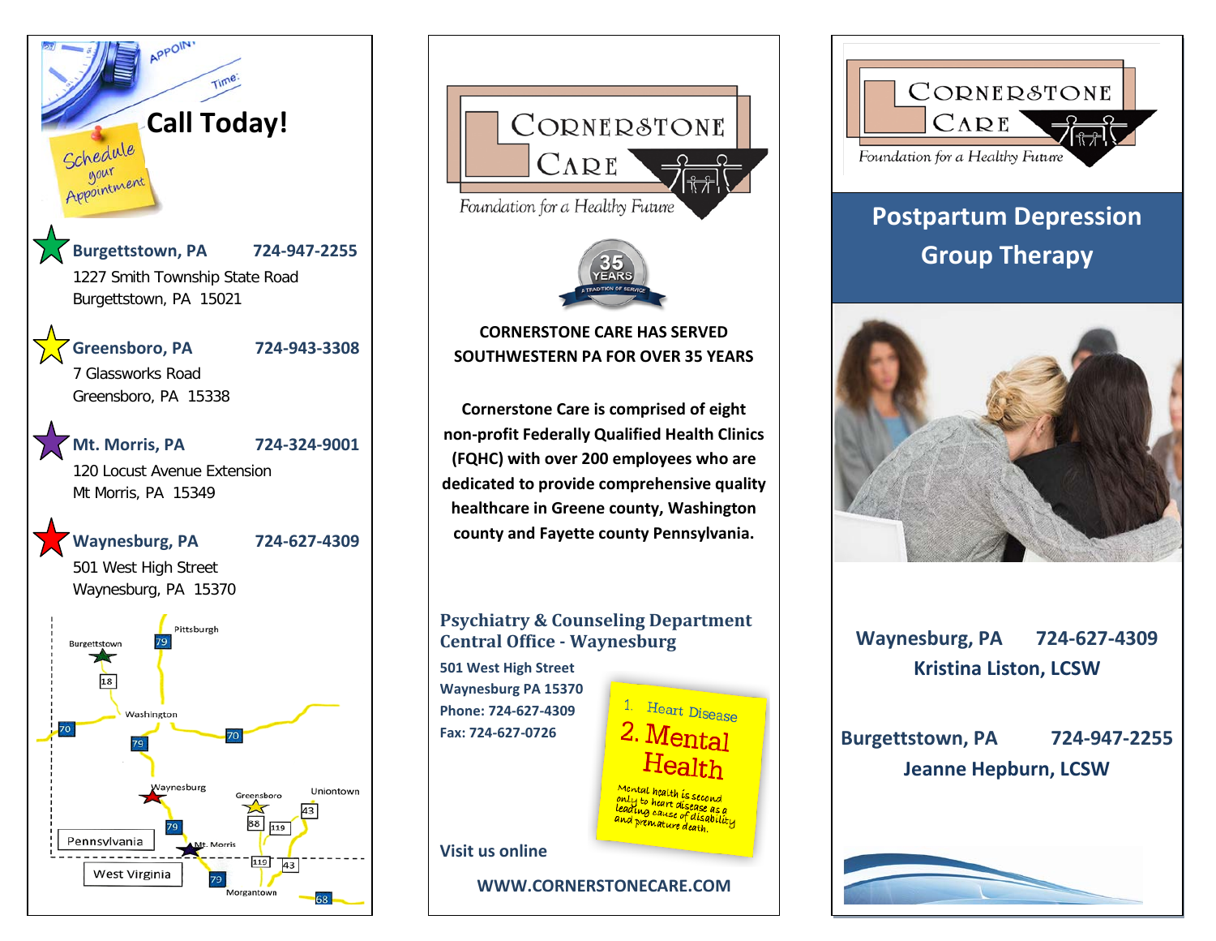**Call Today!**

Schedule your Appointment

**Burgettstown, PA** **724-947-2255**
1227 Smith Township State Road
Burgettstown, PA 15021

**Greensboro, PA** **724-943-3308**
7 Glassworks Road
Greensboro, PA 15338

**Mt. Morris, PA** **724-324-9001**
120 Locust Avenue Extension
Mt Morris, PA 15349

**Waynesburg, PA** **724-627-4309**
501 West High Street
Waynesburg, PA 15370

CORNERSTONE CARE
*Foundation for a Healthy Future*

35 YEARS — A TRADITION OF SERVICE

**CORNERSTONE CARE HAS SERVED SOUTHWESTERN PA FOR OVER 35 YEARS**

**Cornerstone Care is comprised of eight non-profit Federally Qualified Health Clinics (FQHC) with over 200 employees who are dedicated to provide comprehensive quality healthcare in Greene county, Washington county and Fayette county Pennsylvania.**

## Psychiatry & Counseling Department
## Central Office - Waynesburg

**501 West High Street**
**Waynesburg PA 15370**
**Phone: 724-627-4309**
**Fax: 724-627-0726**

1. Heart Disease
2. Mental Health

Mental health is second only to heart disease as a leading cause of disability and premature death.

**Visit us online**

**WWW.CORNERSTONECARE.COM**

CORNERSTONE CARE
*Foundation for a Healthy Future*

# Postpartum Depression Group Therapy

**Waynesburg, PA** **724-627-4309**
**Kristina Liston, LCSW**

**Burgettstown, PA** **724-947-2255**
**Jeanne Hepburn, LCSW**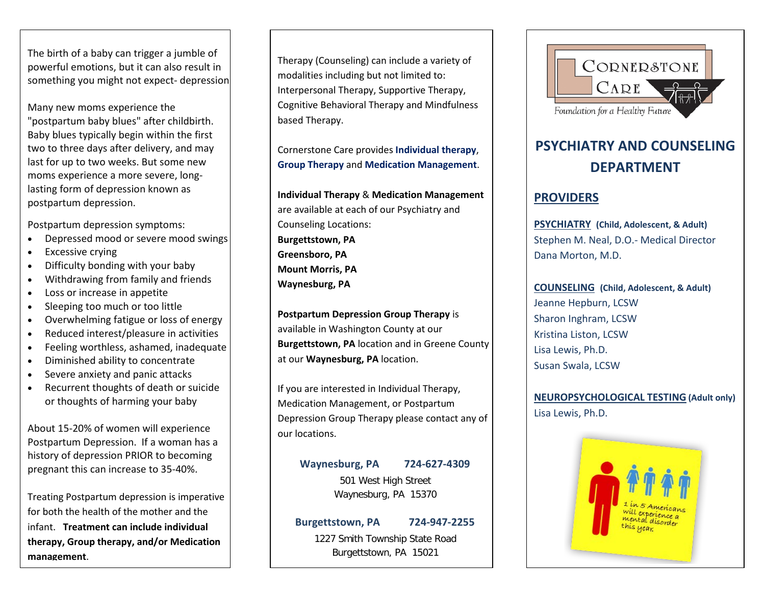The birth of a baby can trigger a jumble of powerful emotions, but it can also result in something you might not expect- depression

Many new moms experience the "postpartum baby blues" after childbirth. Baby blues typically begin within the first two to three days after delivery, and may last for up to two weeks. But some new moms experience a more severe, long-lasting form of depression known as postpartum depression.

Postpartum depression symptoms:

- Depressed mood or severe mood swings
- Excessive crying
- Difficulty bonding with your baby
- Withdrawing from family and friends
- Loss or increase in appetite
- Sleeping too much or too little
- Overwhelming fatigue or loss of energy
- Reduced interest/pleasure in activities
- Feeling worthless, ashamed, inadequate
- Diminished ability to concentrate
- Severe anxiety and panic attacks
- Recurrent thoughts of death or suicide or thoughts of harming your baby

About 15-20% of women will experience Postpartum Depression. If a woman has a history of depression PRIOR to becoming pregnant this can increase to 35-40%.

Treating Postpartum depression is imperative for both the health of the mother and the infant. **Treatment can include individual therapy, Group therapy, and/or Medication management**.

Therapy (Counseling) can include a variety of modalities including but not limited to: Interpersonal Therapy, Supportive Therapy, Cognitive Behavioral Therapy and Mindfulness based Therapy.

Cornerstone Care provides **Individual therapy**, **Group Therapy** and **Medication Management**.

**Individual Therapy** & **Medication Management** are available at each of our Psychiatry and Counseling Locations:
**Burgettstown, PA**
**Greensboro, PA**
**Mount Morris, PA**
**Waynesburg, PA**

**Postpartum Depression Group Therapy** is available in Washington County at our **Burgettstown, PA** location and in Greene County at our **Waynesburg, PA** location.

If you are interested in Individual Therapy, Medication Management, or Postpartum Depression Group Therapy please contact any of our locations.

**Waynesburg, PA 724-627-4309**
501 West High Street
Waynesburg, PA 15370

**Burgettstown, PA 724-947-2255**
1227 Smith Township State Road
Burgettstown, PA 15021

CORNERSTONE CARE
Foundation for a Healthy Future

# PSYCHIATRY AND COUNSELING DEPARTMENT

## PROVIDERS

**PSYCHIATRY (Child, Adolescent, & Adult)**
Stephen M. Neal, D.O.- Medical Director
Dana Morton, M.D.

**COUNSELING (Child, Adolescent, & Adult)**
Jeanne Hepburn, LCSW
Sharon Inghram, LCSW
Kristina Liston, LCSW
Lisa Lewis, Ph.D.
Susan Swala, LCSW

**NEUROPSYCHOLOGICAL TESTING (Adult only)**
Lisa Lewis, Ph.D.

1 in 5 Americans will experience a mental disorder this year.